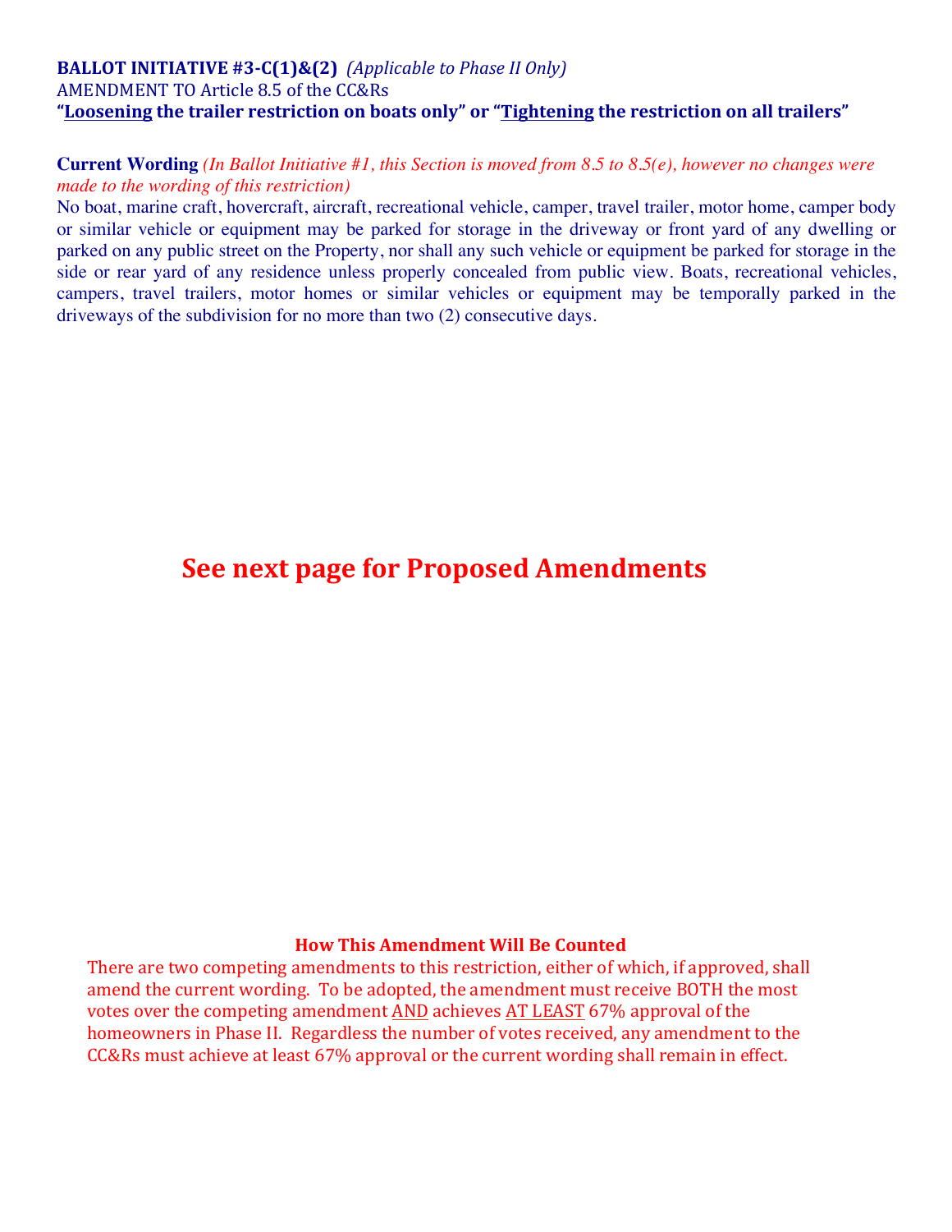**BALLOT INITIATIVE #3-C(1)&(2)** *(Applicable to Phase II Only)*
AMENDMENT TO Article 8.5 of the CC&Rs
**"Loosening the trailer restriction on boats only" or "Tightening the restriction on all trailers"**

**Current Wording** *(In Ballot Initiative #1, this Section is moved from 8.5 to 8.5(e), however no changes were made to the wording of this restriction)*
No boat, marine craft, hovercraft, aircraft, recreational vehicle, camper, travel trailer, motor home, camper body or similar vehicle or equipment may be parked for storage in the driveway or front yard of any dwelling or parked on any public street on the Property, nor shall any such vehicle or equipment be parked for storage in the side or rear yard of any residence unless properly concealed from public view. Boats, recreational vehicles, campers, travel trailers, motor homes or similar vehicles or equipment may be temporally parked in the driveways of the subdivision for no more than two (2) consecutive days.

## See next page for Proposed Amendments

**How This Amendment Will Be Counted**

There are two competing amendments to this restriction, either of which, if approved, shall amend the current wording. To be adopted, the amendment must receive BOTH the most votes over the competing amendment AND achieves AT LEAST 67% approval of the homeowners in Phase II. Regardless the number of votes received, any amendment to the CC&Rs must achieve at least 67% approval or the current wording shall remain in effect.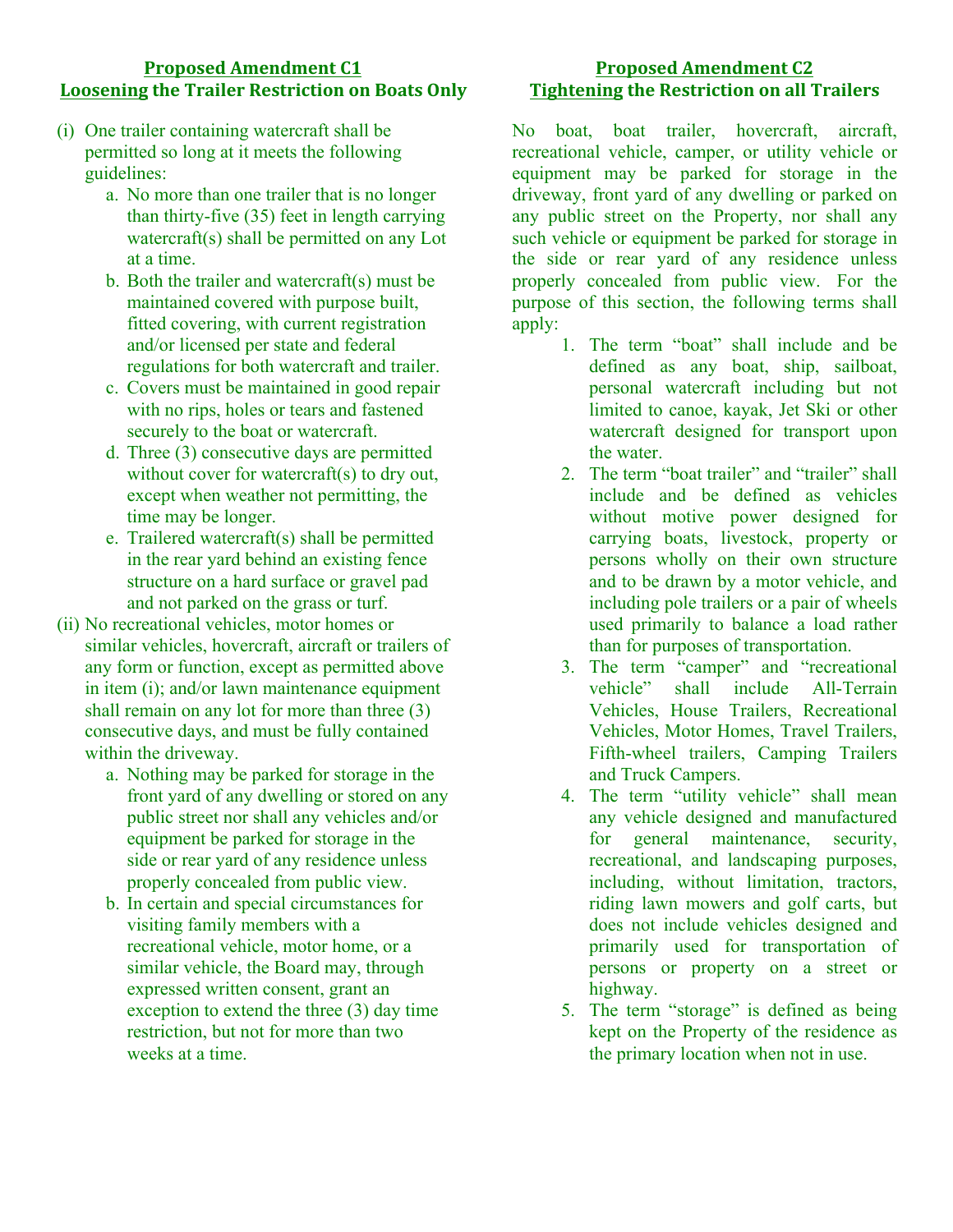## Proposed Amendment C1

## Loosening the Trailer Restriction on Boats Only

(i) One trailer containing watercraft shall be permitted so long at it meets the following guidelines:

   a. No more than one trailer that is no longer than thirty-five (35) feet in length carrying watercraft(s) shall be permitted on any Lot at a time.
   b. Both the trailer and watercraft(s) must be maintained covered with purpose built, fitted covering, with current registration and/or licensed per state and federal regulations for both watercraft and trailer.
   c. Covers must be maintained in good repair with no rips, holes or tears and fastened securely to the boat or watercraft.
   d. Three (3) consecutive days are permitted without cover for watercraft(s) to dry out, except when weather not permitting, the time may be longer.
   e. Trailered watercraft(s) shall be permitted in the rear yard behind an existing fence structure on a hard surface or gravel pad and not parked on the grass or turf.

(ii) No recreational vehicles, motor homes or similar vehicles, hovercraft, aircraft or trailers of any form or function, except as permitted above in item (i); and/or lawn maintenance equipment shall remain on any lot for more than three (3) consecutive days, and must be fully contained within the driveway.

   a. Nothing may be parked for storage in the front yard of any dwelling or stored on any public street nor shall any vehicles and/or equipment be parked for storage in the side or rear yard of any residence unless properly concealed from public view.
   b. In certain and special circumstances for visiting family members with a recreational vehicle, motor home, or a similar vehicle, the Board may, through expressed written consent, grant an exception to extend the three (3) day time restriction, but not for more than two weeks at a time.

## Proposed Amendment C2

## Tightening the Restriction on all Trailers

No boat, boat trailer, hovercraft, aircraft, recreational vehicle, camper, or utility vehicle or equipment may be parked for storage in the driveway, front yard of any dwelling or parked on any public street on the Property, nor shall any such vehicle or equipment be parked for storage in the side or rear yard of any residence unless properly concealed from public view. For the purpose of this section, the following terms shall apply:

1. The term "boat" shall include and be defined as any boat, ship, sailboat, personal watercraft including but not limited to canoe, kayak, Jet Ski or other watercraft designed for transport upon the water.
2. The term "boat trailer" and "trailer" shall include and be defined as vehicles without motive power designed for carrying boats, livestock, property or persons wholly on their own structure and to be drawn by a motor vehicle, and including pole trailers or a pair of wheels used primarily to balance a load rather than for purposes of transportation.
3. The term "camper" and "recreational vehicle" shall include All-Terrain Vehicles, House Trailers, Recreational Vehicles, Motor Homes, Travel Trailers, Fifth-wheel trailers, Camping Trailers and Truck Campers.
4. The term "utility vehicle" shall mean any vehicle designed and manufactured for general maintenance, security, recreational, and landscaping purposes, including, without limitation, tractors, riding lawn mowers and golf carts, but does not include vehicles designed and primarily used for transportation of persons or property on a street or highway.
5. The term "storage" is defined as being kept on the Property of the residence as the primary location when not in use.